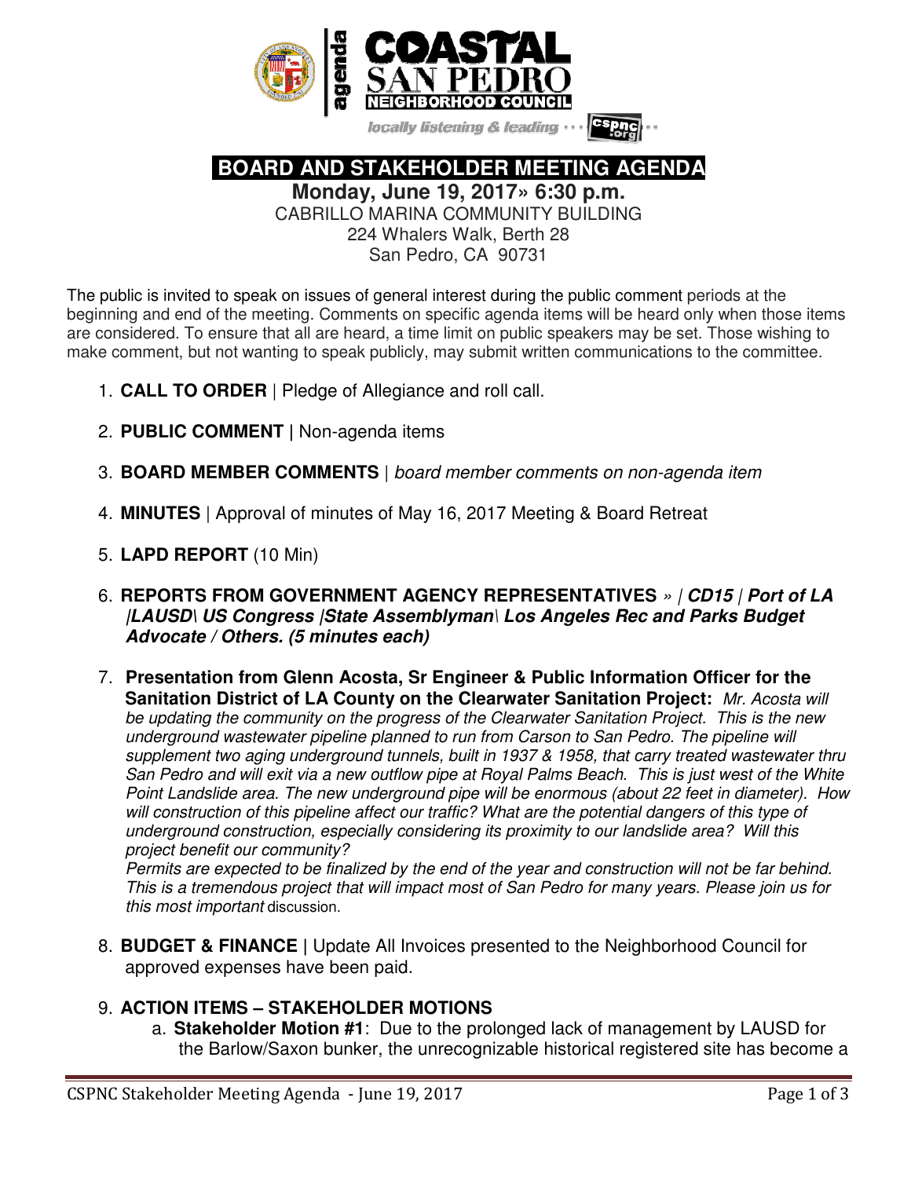agenda

# COASTAL SAN PEDRO NEIGHBORHOOD COUNCIL

locally listening & leading ··· cspnc.org ··

## BOARD AND STAKEHOLDER MEETING AGENDA

**Monday, June 19, 2017» 6:30 p.m.**
CABRILLO MARINA COMMUNITY BUILDING
224 Whalers Walk, Berth 28
San Pedro, CA 90731

The public is invited to speak on issues of general interest during the public comment periods at the beginning and end of the meeting. Comments on specific agenda items will be heard only when those items are considered. To ensure that all are heard, a time limit on public speakers may be set. Those wishing to make comment, but not wanting to speak publicly, may submit written communications to the committee.

1. **CALL TO ORDER** | Pledge of Allegiance and roll call.

2. **PUBLIC COMMENT |** Non-agenda items

3. **BOARD MEMBER COMMENTS** | *board member comments on non-agenda item*

4. **MINUTES** | Approval of minutes of May 16, 2017 Meeting & Board Retreat

5. **LAPD REPORT** (10 Min)

6. **REPORTS FROM GOVERNMENT AGENCY REPRESENTATIVES** *» | CD15 | Port of LA |LAUSD\ US Congress |State Assemblyman\ Los Angeles Rec and Parks Budget Advocate / Others. (5 minutes each)*

7. **Presentation from Glenn Acosta, Sr Engineer & Public Information Officer for the Sanitation District of LA County on the Clearwater Sanitation Project:** *Mr. Acosta will be updating the community on the progress of the Clearwater Sanitation Project. This is the new underground wastewater pipeline planned to run from Carson to San Pedro. The pipeline will supplement two aging underground tunnels, built in 1937 & 1958, that carry treated wastewater thru San Pedro and will exit via a new outflow pipe at Royal Palms Beach. This is just west of the White Point Landslide area. The new underground pipe will be enormous (about 22 feet in diameter). How will construction of this pipeline affect our traffic? What are the potential dangers of this type of underground construction, especially considering its proximity to our landslide area? Will this project benefit our community?*
   *Permits are expected to be finalized by the end of the year and construction will not be far behind. This is a tremendous project that will impact most of San Pedro for many years. Please join us for this most important* discussion.

8. **BUDGET & FINANCE** | Update All Invoices presented to the Neighborhood Council for approved expenses have been paid.

9. **ACTION ITEMS – STAKEHOLDER MOTIONS**
   a. **Stakeholder Motion #1**: Due to the prolonged lack of management by LAUSD for the Barlow/Saxon bunker, the unrecognizable historical registered site has become a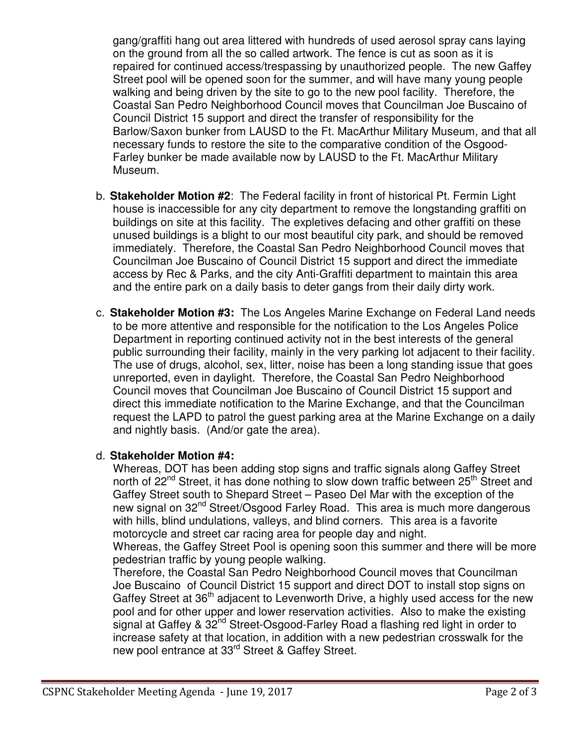gang/graffiti hang out area littered with hundreds of used aerosol spray cans laying on the ground from all the so called artwork. The fence is cut as soon as it is repaired for continued access/trespassing by unauthorized people. The new Gaffey Street pool will be opened soon for the summer, and will have many young people walking and being driven by the site to go to the new pool facility. Therefore, the Coastal San Pedro Neighborhood Council moves that Councilman Joe Buscaino of Council District 15 support and direct the transfer of responsibility for the Barlow/Saxon bunker from LAUSD to the Ft. MacArthur Military Museum, and that all necessary funds to restore the site to the comparative condition of the Osgood-Farley bunker be made available now by LAUSD to the Ft. MacArthur Military Museum.

b. **Stakeholder Motion #2**: The Federal facility in front of historical Pt. Fermin Light house is inaccessible for any city department to remove the longstanding graffiti on buildings on site at this facility. The expletives defacing and other graffiti on these unused buildings is a blight to our most beautiful city park, and should be removed immediately. Therefore, the Coastal San Pedro Neighborhood Council moves that Councilman Joe Buscaino of Council District 15 support and direct the immediate access by Rec & Parks, and the city Anti-Graffiti department to maintain this area and the entire park on a daily basis to deter gangs from their daily dirty work.

c. **Stakeholder Motion #3:** The Los Angeles Marine Exchange on Federal Land needs to be more attentive and responsible for the notification to the Los Angeles Police Department in reporting continued activity not in the best interests of the general public surrounding their facility, mainly in the very parking lot adjacent to their facility. The use of drugs, alcohol, sex, litter, noise has been a long standing issue that goes unreported, even in daylight. Therefore, the Coastal San Pedro Neighborhood Council moves that Councilman Joe Buscaino of Council District 15 support and direct this immediate notification to the Marine Exchange, and that the Councilman request the LAPD to patrol the guest parking area at the Marine Exchange on a daily and nightly basis. (And/or gate the area).

d. **Stakeholder Motion #4:**

Whereas, DOT has been adding stop signs and traffic signals along Gaffey Street north of 22nd Street, it has done nothing to slow down traffic between 25th Street and Gaffey Street south to Shepard Street – Paseo Del Mar with the exception of the new signal on 32nd Street/Osgood Farley Road. This area is much more dangerous with hills, blind undulations, valleys, and blind corners. This area is a favorite motorcycle and street car racing area for people day and night.

Whereas, the Gaffey Street Pool is opening soon this summer and there will be more pedestrian traffic by young people walking.

Therefore, the Coastal San Pedro Neighborhood Council moves that Councilman Joe Buscaino of Council District 15 support and direct DOT to install stop signs on Gaffey Street at 36th adjacent to Levenworth Drive, a highly used access for the new pool and for other upper and lower reservation activities. Also to make the existing signal at Gaffey & 32nd Street-Osgood-Farley Road a flashing red light in order to increase safety at that location, in addition with a new pedestrian crosswalk for the new pool entrance at 33rd Street & Gaffey Street.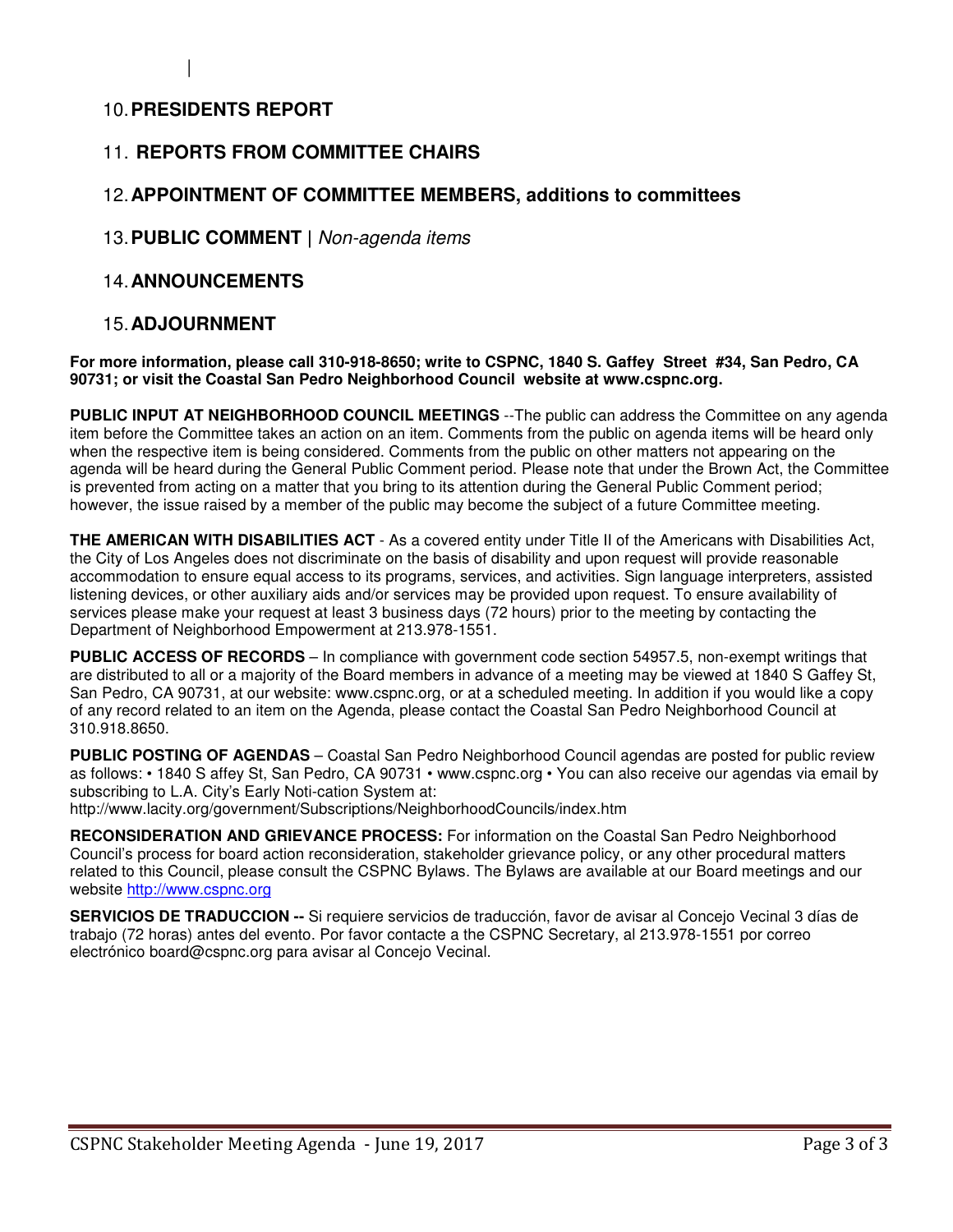10. **PRESIDENTS REPORT**

11. **REPORTS FROM COMMITTEE CHAIRS**

12. **APPOINTMENT OF COMMITTEE MEMBERS, additions to committees**

13. **PUBLIC COMMENT** | *Non-agenda items*

14. **ANNOUNCEMENTS**

15. **ADJOURNMENT**

**For more information, please call 310-918-8650; write to CSPNC, 1840 S. Gaffey Street #34, San Pedro, CA 90731; or visit the Coastal San Pedro Neighborhood Council website at www.cspnc.org.**

**PUBLIC INPUT AT NEIGHBORHOOD COUNCIL MEETINGS** --The public can address the Committee on any agenda item before the Committee takes an action on an item. Comments from the public on agenda items will be heard only when the respective item is being considered. Comments from the public on other matters not appearing on the agenda will be heard during the General Public Comment period. Please note that under the Brown Act, the Committee is prevented from acting on a matter that you bring to its attention during the General Public Comment period; however, the issue raised by a member of the public may become the subject of a future Committee meeting.

**THE AMERICAN WITH DISABILITIES ACT** - As a covered entity under Title II of the Americans with Disabilities Act, the City of Los Angeles does not discriminate on the basis of disability and upon request will provide reasonable accommodation to ensure equal access to its programs, services, and activities. Sign language interpreters, assisted listening devices, or other auxiliary aids and/or services may be provided upon request. To ensure availability of services please make your request at least 3 business days (72 hours) prior to the meeting by contacting the Department of Neighborhood Empowerment at 213.978-1551.

**PUBLIC ACCESS OF RECORDS** – In compliance with government code section 54957.5, non-exempt writings that are distributed to all or a majority of the Board members in advance of a meeting may be viewed at 1840 S Gaffey St, San Pedro, CA 90731, at our website: www.cspnc.org, or at a scheduled meeting. In addition if you would like a copy of any record related to an item on the Agenda, please contact the Coastal San Pedro Neighborhood Council at 310.918.8650.

**PUBLIC POSTING OF AGENDAS** – Coastal San Pedro Neighborhood Council agendas are posted for public review as follows: • 1840 S affey St, San Pedro, CA 90731 • www.cspnc.org • You can also receive our agendas via email by subscribing to L.A. City's Early Noti-cation System at: http://www.lacity.org/government/Subscriptions/NeighborhoodCouncils/index.htm

**RECONSIDERATION AND GRIEVANCE PROCESS:** For information on the Coastal San Pedro Neighborhood Council's process for board action reconsideration, stakeholder grievance policy, or any other procedural matters related to this Council, please consult the CSPNC Bylaws. The Bylaws are available at our Board meetings and our website http://www.cspnc.org

**SERVICIOS DE TRADUCCION --** Si requiere servicios de traducción, favor de avisar al Concejo Vecinal 3 días de trabajo (72 horas) antes del evento. Por favor contacte a the CSPNC Secretary, al 213.978-1551 por correo electrónico board@cspnc.org para avisar al Concejo Vecinal.